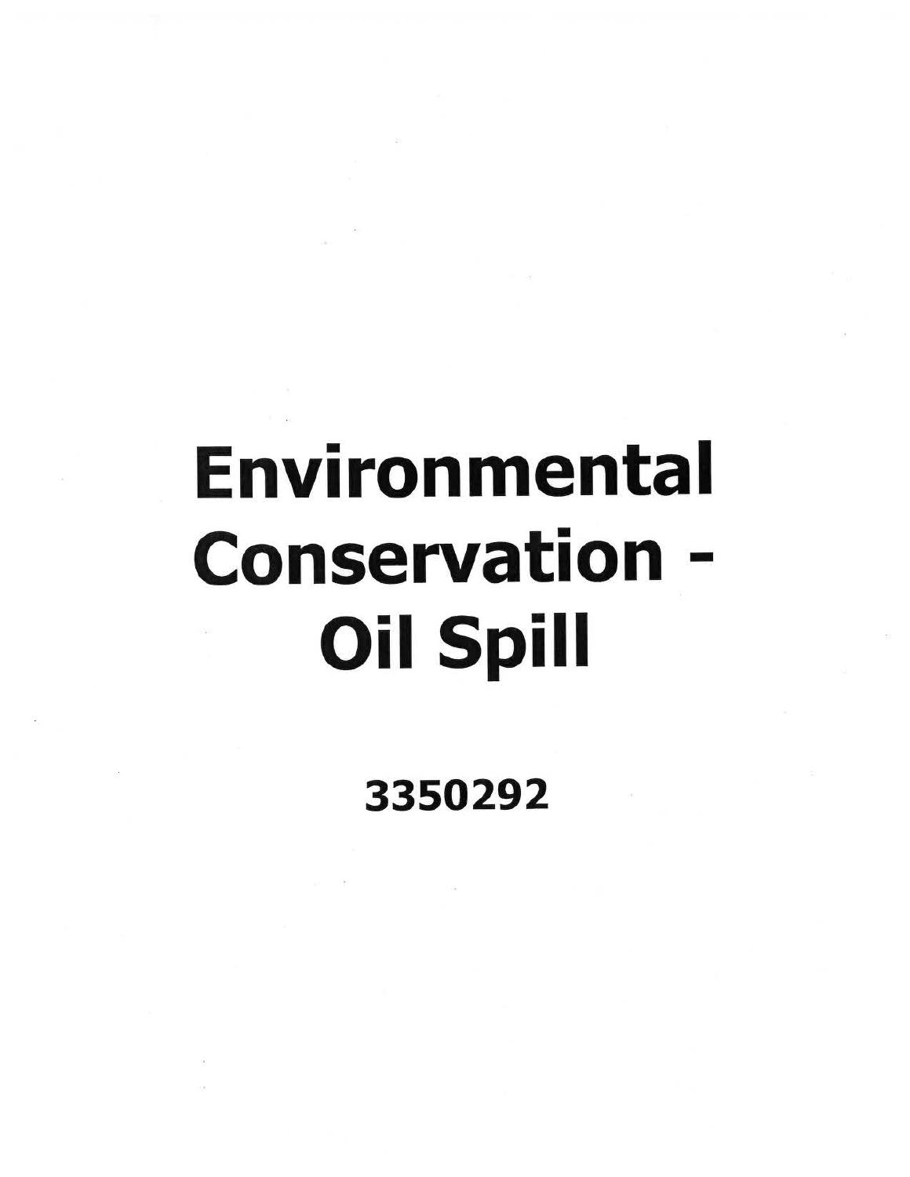# Environmental Conservation - Oil Spill

**3350292**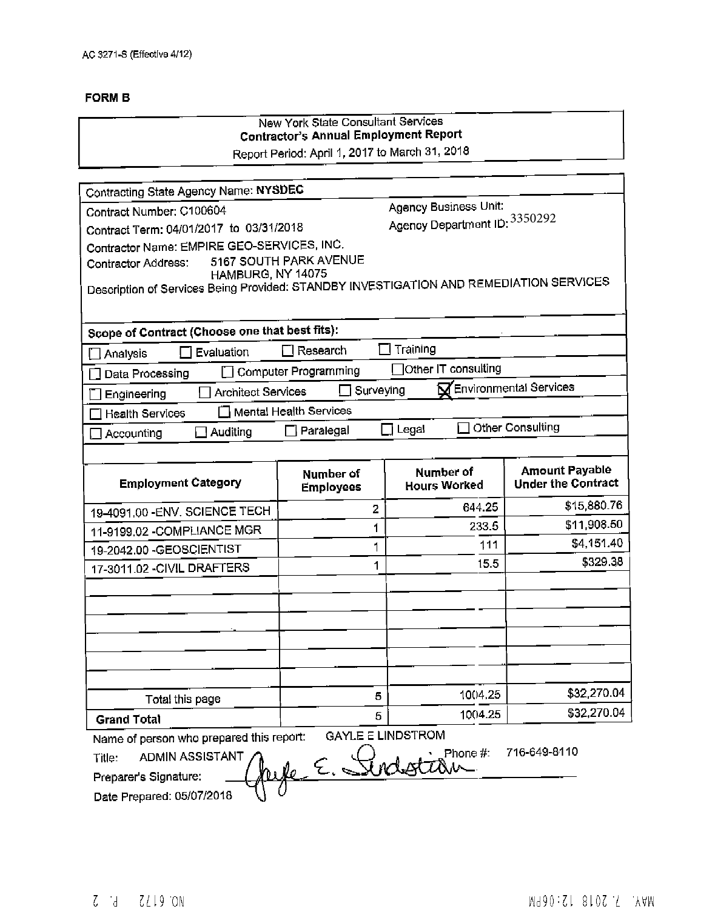AC 3271-S (Effective 4/12)

**FORM B**

New York State Consultant Services
**Contractor's Annual Employment Report**
Report Period: April 1, 2017 to March 31, 2018

Contracting State Agency Name: **NYSDEC**

Contract Number: C100604

Contract Term: 04/01/2017 to 03/31/2018

Agency Business Unit:

Agency Department ID: 3350292

Contractor Name: EMPIRE GEO-SERVICES, INC.

Contractor Address: 5167 SOUTH PARK AVENUE
HAMBURG, NY 14075

Description of Services Being Provided: STANDBY INVESTIGATION AND REMEDIATION SERVICES

**Scope of Contract (Choose one that best fits):**

- ☐ Analysis ☐ Evaluation ☐ Research ☐ Training
- ☐ Data Processing ☐ Computer Programming ☐ Other IT consulting
- ☐ Engineering ☐ Architect Services ☐ Surveying ☒ Environmental Services
- ☐ Health Services ☐ Mental Health Services
- ☐ Accounting ☐ Auditing ☐ Paralegal ☐ Legal ☐ Other Consulting

| Employment Category | Number of Employees | Number of Hours Worked | Amount Payable Under the Contract |
|---|---|---|---|
| 19-4091.00 -ENV. SCIENCE TECH | 2 | 644.25 | $15,880.76 |
| 11-9199.02 -COMPLIANCE MGR | 1 | 233.5 | $11,908.50 |
| 19-2042.00 -GEOSCIENTIST | 1 | 111 | $4,151.40 |
| 17-3011.02 -CIVIL DRAFTERS | 1 | 15.5 | $329.38 |
| | | | |
| | | | |
| | | | |
| | | | |
| | | | |
| | | | |
| Total this page | 5 | 1004.25 | $32,270.04 |
| **Grand Total** | 5 | 1004.25 | $32,270.04 |

Name of person who prepared this report: GAYLE E LINDSTROM

Title: ADMIN ASSISTANT Phone #: 716-649-8110

Preparer's Signature: Gayle E. Lindstrom

Date Prepared: 05/07/2018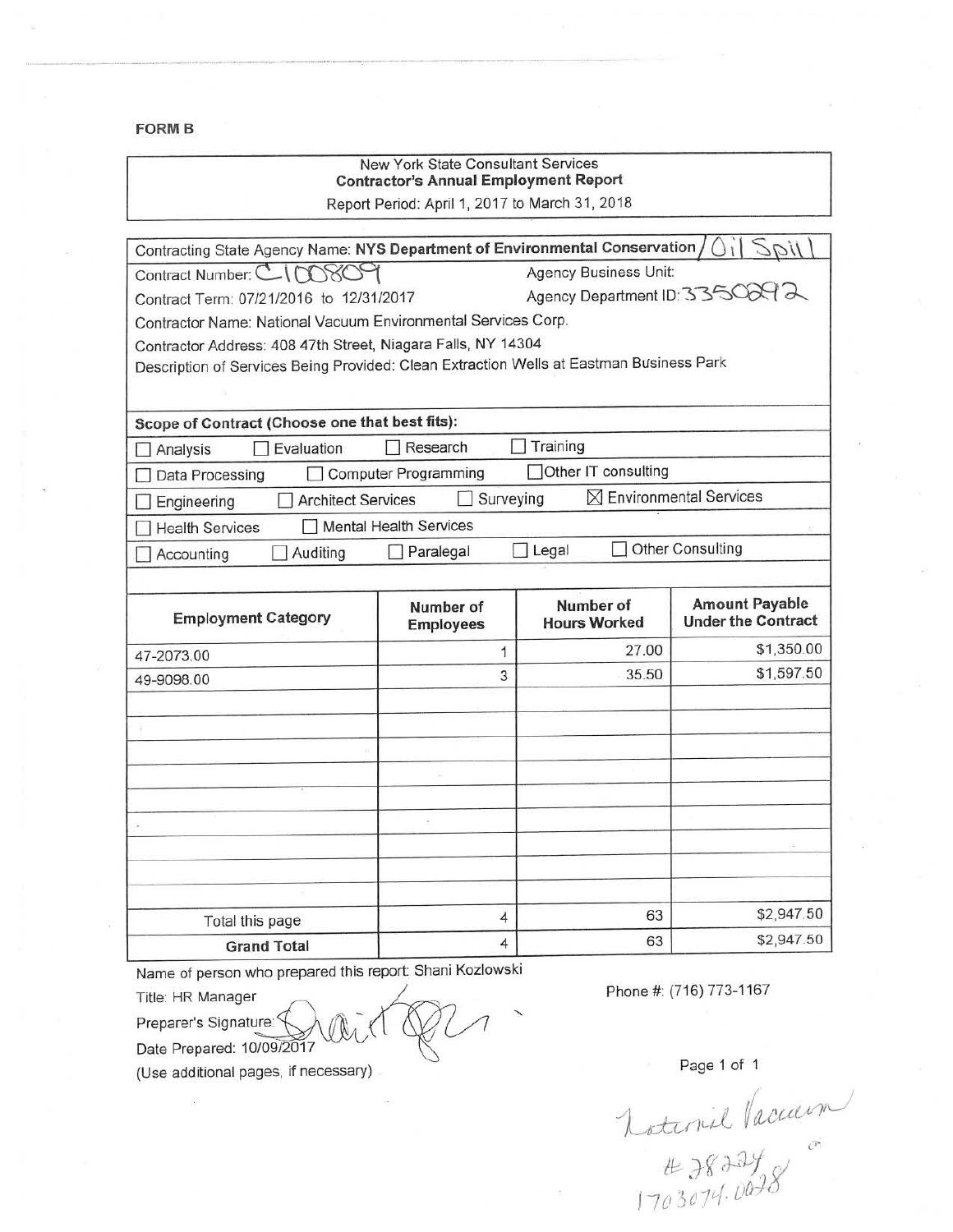**FORM B**

New York State Consultant Services
**Contractor's Annual Employment Report**
Report Period: April 1, 2017 to March 31, 2018

Contracting State Agency Name: **NYS Department of Environmental Conservation** / Oil Spill

Contract Number: C100809 | Agency Business Unit:

Contract Term: 07/21/2016 to 12/31/2017 | Agency Department ID: 3350292

Contractor Name: National Vacuum Environmental Services Corp.

Contractor Address: 408 47th Street, Niagara Falls, NY 14304

Description of Services Being Provided: Clean Extraction Wells at Eastman Business Park

**Scope of Contract (Choose one that best fits):**

- ☐ Analysis ☐ Evaluation ☐ Research ☐ Training
- ☐ Data Processing ☐ Computer Programming ☐ Other IT consulting
- ☐ Engineering ☐ Architect Services ☐ Surveying ☒ Environmental Services
- ☐ Health Services ☐ Mental Health Services
- ☐ Accounting ☐ Auditing ☐ Paralegal ☐ Legal ☐ Other Consulting

| Employment Category | Number of Employees | Number of Hours Worked | Amount Payable Under the Contract |
|---|---|---|---|
| 47-2073.00 | 1 | 27.00 | $1,350.00 |
| 49-9098.00 | 3 | 35.50 | $1,597.50 |
| | | | |
| | | | |
| | | | |
| | | | |
| | | | |
| | | | |
| | | | |
| | | | |
| Total this page | 4 | 63 | $2,947.50 |
| **Grand Total** | 4 | 63 | $2,947.50 |

Name of person who prepared this report: Shani Kozlowski

Title: HR Manager

Phone #: (716) 773-1167

Preparer's Signature: [signature]

Date Prepared: 10/09/2017

(Use additional pages, if necessary)

National Vacuum
#78224
1703074.0028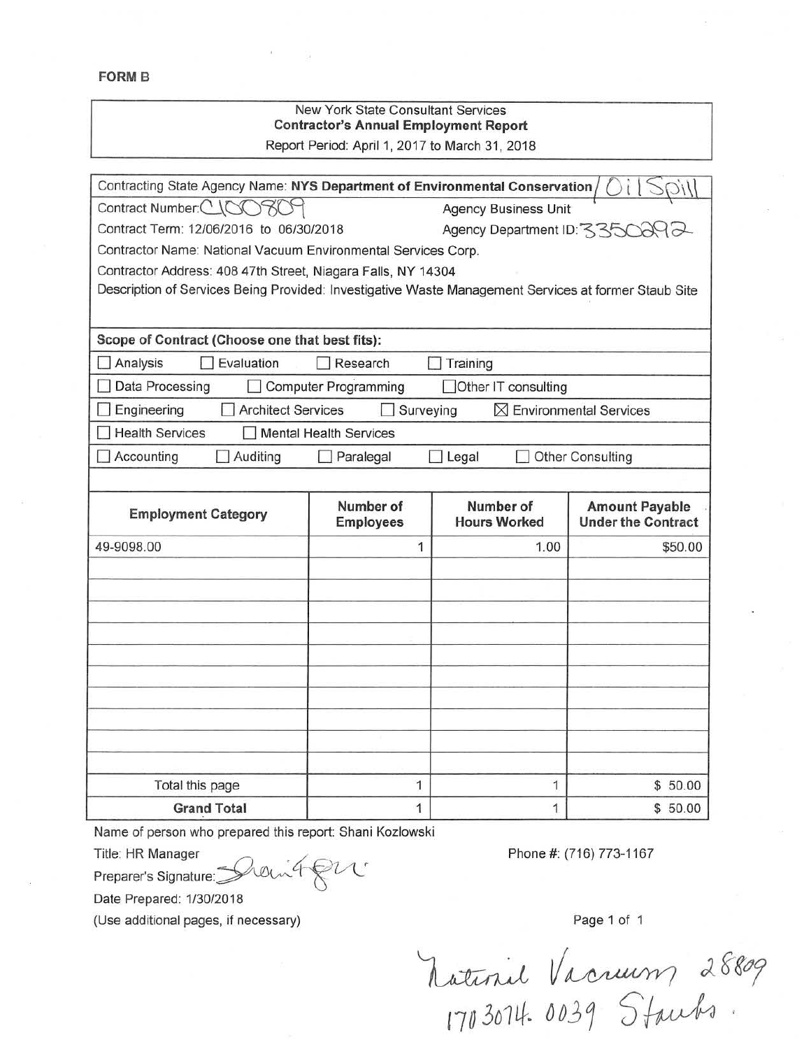**FORM B**

New York State Consultant Services
**Contractor's Annual Employment Report**
Report Period: April 1, 2017 to March 31, 2018

Contracting State Agency Name: **NYS Department of Environmental Conservation** / Oil Spill

Contract Number: C100809

Agency Business Unit

Contract Term: 12/06/2016 to 06/30/2018

Agency Department ID: 3350292

Contractor Name: National Vacuum Environmental Services Corp.

Contractor Address: 408 47th Street, Niagara Falls, NY 14304

Description of Services Being Provided: Investigative Waste Management Services at former Staub Site

**Scope of Contract (Choose one that best fits):**

- ☐ Analysis ☐ Evaluation ☐ Research ☐ Training
- ☐ Data Processing ☐ Computer Programming ☐ Other IT consulting
- ☐ Engineering ☐ Architect Services ☐ Surveying ☒ Environmental Services
- ☐ Health Services ☐ Mental Health Services
- ☐ Accounting ☐ Auditing ☐ Paralegal ☐ Legal ☐ Other Consulting

| Employment Category | Number of Employees | Number of Hours Worked | Amount Payable Under the Contract |
|---|---|---|---|
| 49-9098.00 | 1 | 1.00 | $50.00 |
| | | | |
| | | | |
| | | | |
| | | | |
| | | | |
| | | | |
| | | | |
| | | | |
| | | | |
| Total this page | 1 | 1 | $ 50.00 |
| **Grand Total** | 1 | 1 | $ 50.00 |

Name of person who prepared this report: Shani Kozlowski

Title: HR Manager

Phone #: (716) 773-1167

Preparer's Signature: [signature]

Date Prepared: 1/30/2018

(Use additional pages, if necessary)

National Vacuum 28809
1703074. 0039 Staubs.